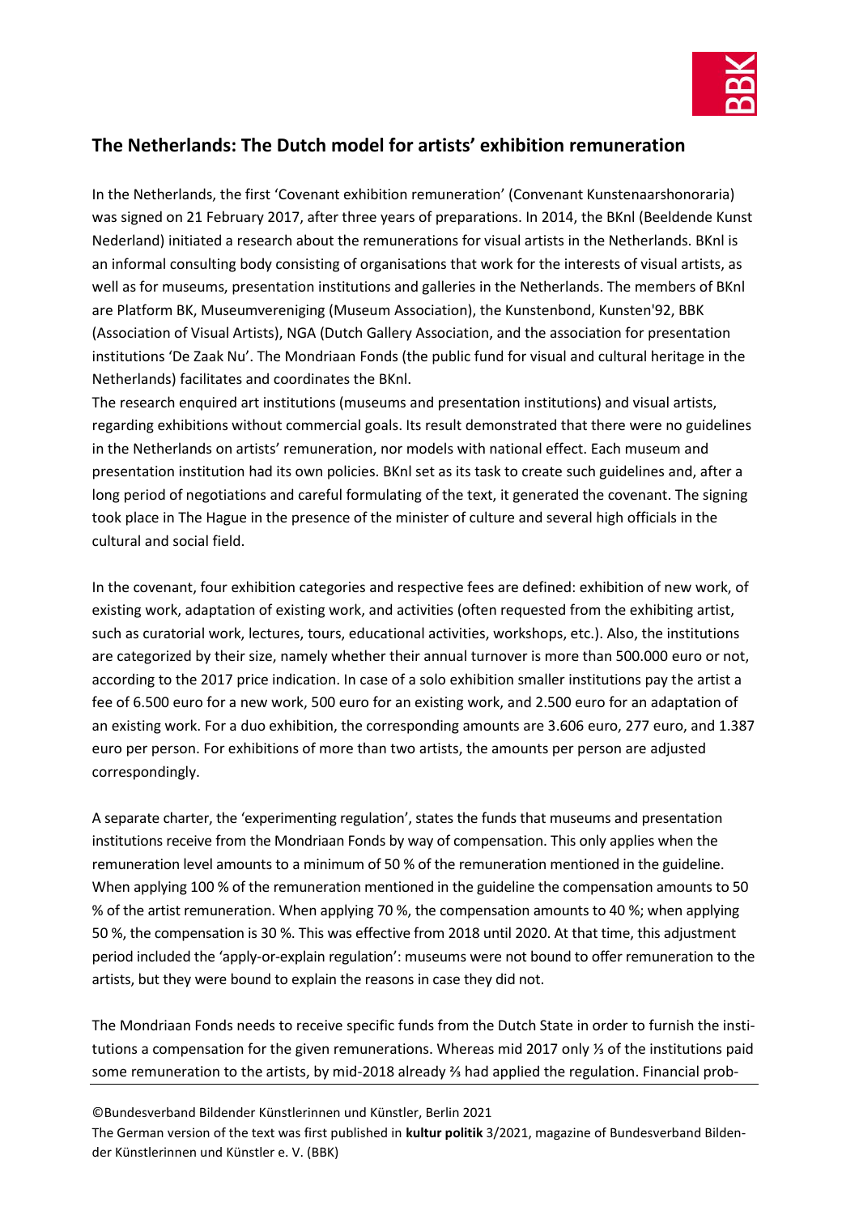## The Netherlands: The Dutch model for artists' exhibition remuneration

In the Netherlands, the first 'Covenant exhibition remuneration' (Convenant Kunstenaarshonoraria) was signed on 21 February 2017, after three years of preparations. In 2014, the BKnl (Beeldende Kunst Nederland) initiated a research about the remunerations for visual artists in the Netherlands. BKnl is an informal consulting body consisting of organisations that work for the interests of visual artists, as well as for museums, presentation institutions and galleries in the Netherlands. The members of BKnl are Platform BK, Museumvereniging (Museum Association), the Kunstenbond, Kunsten'92, BBK (Association of Visual Artists), NGA (Dutch Gallery Association, and the association for presentation institutions 'De Zaak Nu'. The Mondriaan Fonds (the public fund for visual and cultural heritage in the Netherlands) facilitates and coordinates the BKnl.
The research enquired art institutions (museums and presentation institutions) and visual artists, regarding exhibitions without commercial goals. Its result demonstrated that there were no guidelines in the Netherlands on artists' remuneration, nor models with national effect. Each museum and presentation institution had its own policies. BKnl set as its task to create such guidelines and, after a long period of negotiations and careful formulating of the text, it generated the covenant. The signing took place in The Hague in the presence of the minister of culture and several high officials in the cultural and social field.

In the covenant, four exhibition categories and respective fees are defined: exhibition of new work, of existing work, adaptation of existing work, and activities (often requested from the exhibiting artist, such as curatorial work, lectures, tours, educational activities, workshops, etc.). Also, the institutions are categorized by their size, namely whether their annual turnover is more than 500.000 euro or not, according to the 2017 price indication. In case of a solo exhibition smaller institutions pay the artist a fee of 6.500 euro for a new work, 500 euro for an existing work, and 2.500 euro for an adaptation of an existing work. For a duo exhibition, the corresponding amounts are 3.606 euro, 277 euro, and 1.387 euro per person. For exhibitions of more than two artists, the amounts per person are adjusted correspondingly.

A separate charter, the 'experimenting regulation', states the funds that museums and presentation institutions receive from the Mondriaan Fonds by way of compensation. This only applies when the remuneration level amounts to a minimum of 50 % of the remuneration mentioned in the guideline. When applying 100 % of the remuneration mentioned in the guideline the compensation amounts to 50 % of the artist remuneration. When applying 70 %, the compensation amounts to 40 %; when applying 50 %, the compensation is 30 %. This was effective from 2018 until 2020. At that time, this adjustment period included the 'apply-or-explain regulation': museums were not bound to offer remuneration to the artists, but they were bound to explain the reasons in case they did not.

The Mondriaan Fonds needs to receive specific funds from the Dutch State in order to furnish the institutions a compensation for the given remunerations. Whereas mid 2017 only ⅓ of the institutions paid some remuneration to the artists, by mid-2018 already ⅔ had applied the regulation. Financial prob-

©Bundesverband Bildender Künstlerinnen und Künstler, Berlin 2021
The German version of the text was first published in **kultur politik** 3/2021, magazine of Bundesverband Bildender Künstlerinnen und Künstler e. V. (BBK)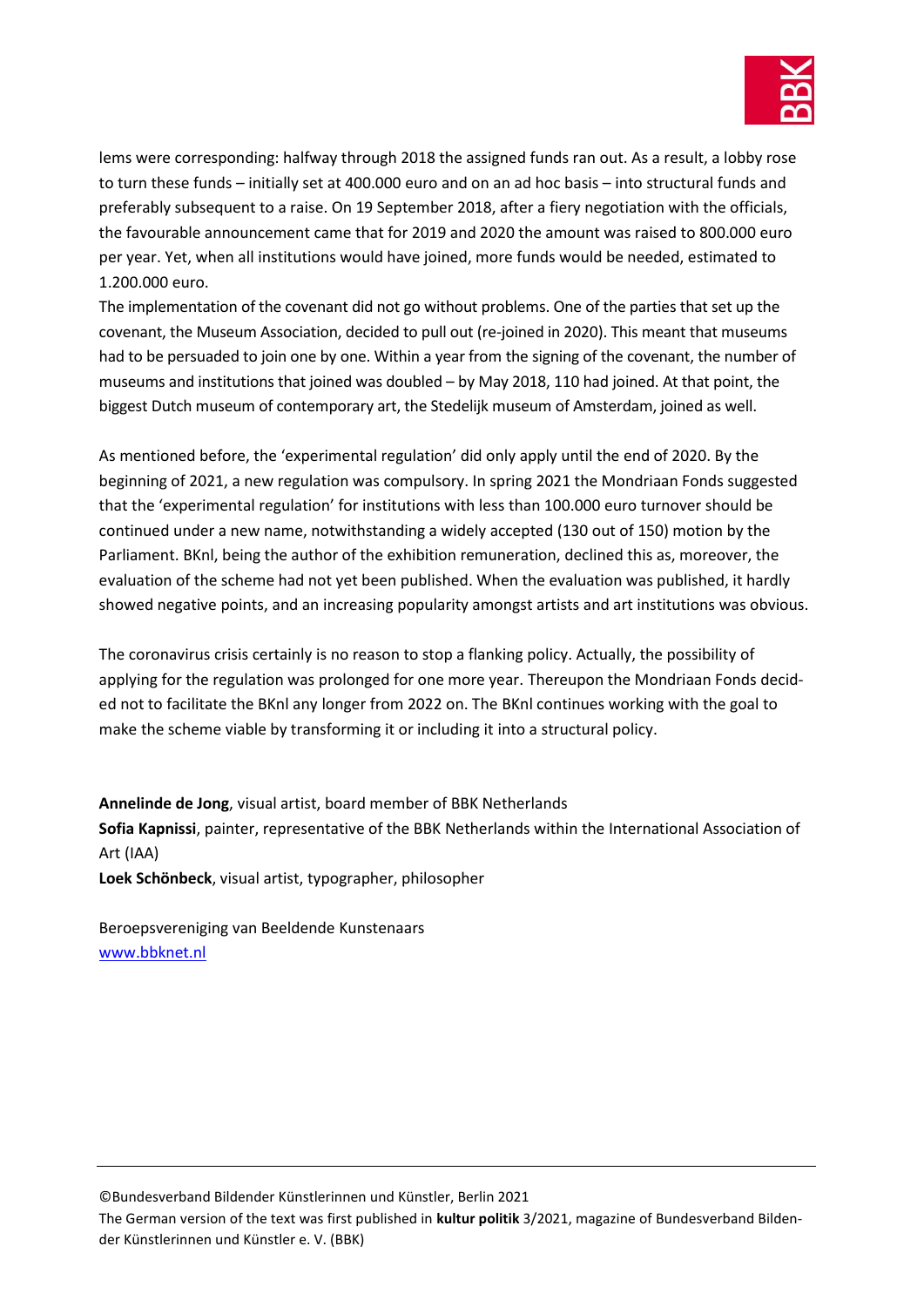lems were corresponding: halfway through 2018 the assigned funds ran out. As a result, a lobby rose to turn these funds – initially set at 400.000 euro and on an ad hoc basis – into structural funds and preferably subsequent to a raise. On 19 September 2018, after a fiery negotiation with the officials, the favourable announcement came that for 2019 and 2020 the amount was raised to 800.000 euro per year. Yet, when all institutions would have joined, more funds would be needed, estimated to 1.200.000 euro.
The implementation of the covenant did not go without problems. One of the parties that set up the covenant, the Museum Association, decided to pull out (re-joined in 2020). This meant that museums had to be persuaded to join one by one. Within a year from the signing of the covenant, the number of museums and institutions that joined was doubled – by May 2018, 110 had joined. At that point, the biggest Dutch museum of contemporary art, the Stedelijk museum of Amsterdam, joined as well.

As mentioned before, the 'experimental regulation' did only apply until the end of 2020. By the beginning of 2021, a new regulation was compulsory. In spring 2021 the Mondriaan Fonds suggested that the 'experimental regulation' for institutions with less than 100.000 euro turnover should be continued under a new name, notwithstanding a widely accepted (130 out of 150) motion by the Parliament. BKnl, being the author of the exhibition remuneration, declined this as, moreover, the evaluation of the scheme had not yet been published. When the evaluation was published, it hardly showed negative points, and an increasing popularity amongst artists and art institutions was obvious.

The coronavirus crisis certainly is no reason to stop a flanking policy. Actually, the possibility of applying for the regulation was prolonged for one more year. Thereupon the Mondriaan Fonds decided not to facilitate the BKnl any longer from 2022 on. The BKnl continues working with the goal to make the scheme viable by transforming it or including it into a structural policy.

**Annelinde de Jong**, visual artist, board member of BBK Netherlands
**Sofia Kapnissi**, painter, representative of the BBK Netherlands within the International Association of Art (IAA)
**Loek Schönbeck**, visual artist, typographer, philosopher

Beroepsvereniging van Beeldende Kunstenaars
www.bbknet.nl

©Bundesverband Bildender Künstlerinnen und Künstler, Berlin 2021
The German version of the text was first published in **kultur politik** 3/2021, magazine of Bundesverband Bildender Künstlerinnen und Künstler e. V. (BBK)